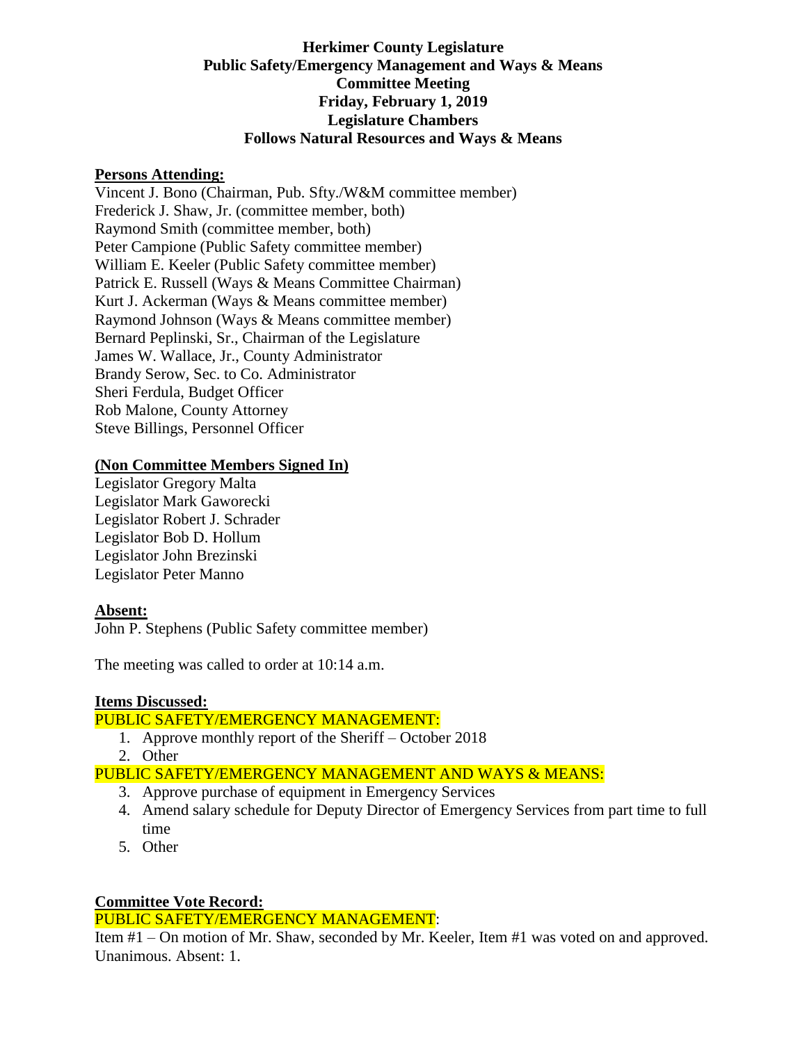# Herkimer County Legislature
## Public Safety/Emergency Management and Ways & Means
## Committee Meeting
## Friday, February 1, 2019
## Legislature Chambers
## Follows Natural Resources and Ways & Means

**Persons Attending:**

Vincent J. Bono (Chairman, Pub. Sfty./W&M committee member)
Frederick J. Shaw, Jr. (committee member, both)
Raymond Smith (committee member, both)
Peter Campione (Public Safety committee member)
William E. Keeler (Public Safety committee member)
Patrick E. Russell (Ways & Means Committee Chairman)
Kurt J. Ackerman (Ways & Means committee member)
Raymond Johnson (Ways & Means committee member)
Bernard Peplinski, Sr., Chairman of the Legislature
James W. Wallace, Jr., County Administrator
Brandy Serow, Sec. to Co. Administrator
Sheri Ferdula, Budget Officer
Rob Malone, County Attorney
Steve Billings, Personnel Officer

**(Non Committee Members Signed In)**

Legislator Gregory Malta
Legislator Mark Gaworecki
Legislator Robert J. Schrader
Legislator Bob D. Hollum
Legislator John Brezinski
Legislator Peter Manno

**Absent:**

John P. Stephens (Public Safety committee member)

The meeting was called to order at 10:14 a.m.

**Items Discussed:**

PUBLIC SAFETY/EMERGENCY MANAGEMENT:

1. Approve monthly report of the Sheriff – October 2018
2. Other

PUBLIC SAFETY/EMERGENCY MANAGEMENT AND WAYS & MEANS:

3. Approve purchase of equipment in Emergency Services
4. Amend salary schedule for Deputy Director of Emergency Services from part time to full time
5. Other

**Committee Vote Record:**

PUBLIC SAFETY/EMERGENCY MANAGEMENT:

Item #1 – On motion of Mr. Shaw, seconded by Mr. Keeler, Item #1 was voted on and approved. Unanimous. Absent: 1.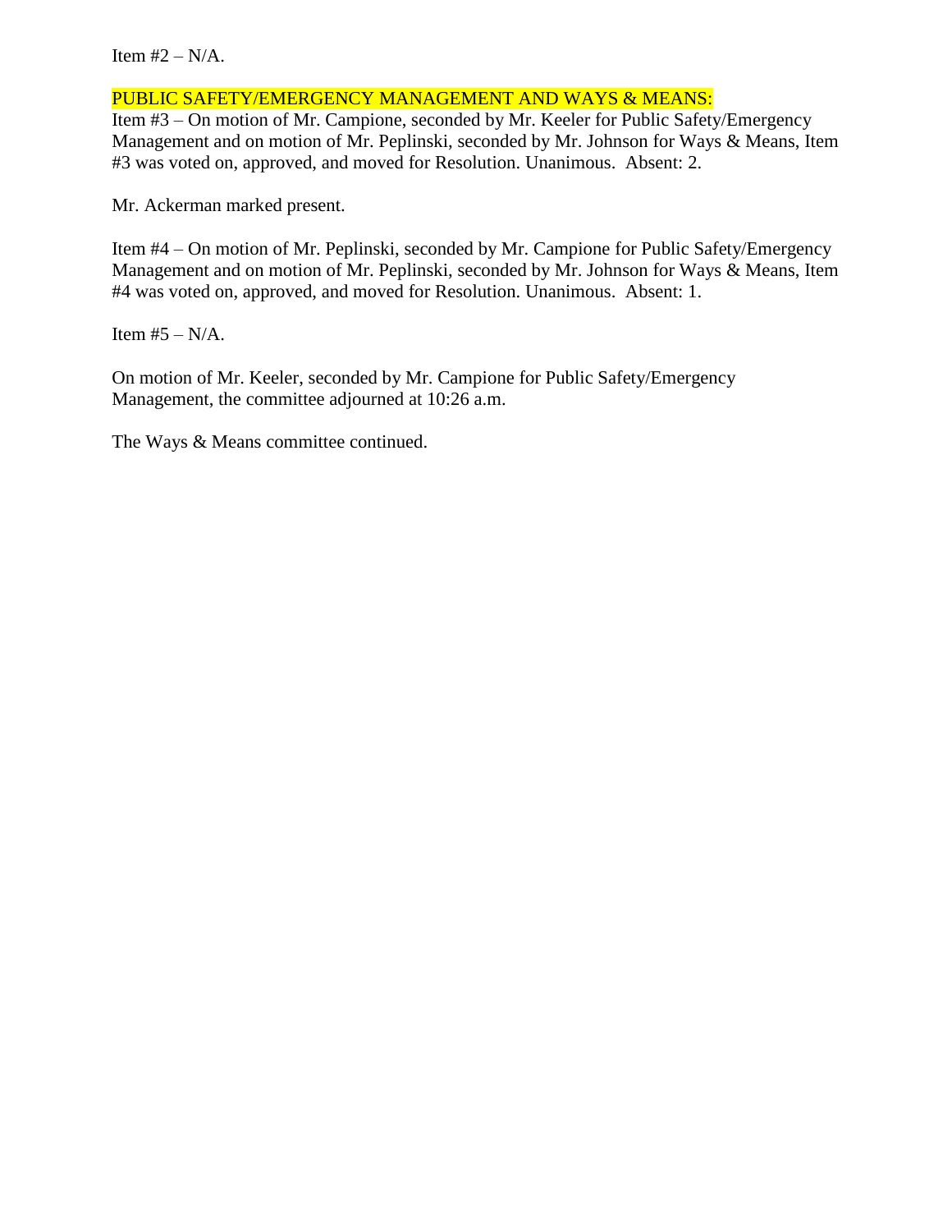Item #2 – N/A.

PUBLIC SAFETY/EMERGENCY MANAGEMENT AND WAYS & MEANS:

Item #3 – On motion of Mr. Campione, seconded by Mr. Keeler for Public Safety/Emergency Management and on motion of Mr. Peplinski, seconded by Mr. Johnson for Ways & Means, Item #3 was voted on, approved, and moved for Resolution. Unanimous. Absent: 2.

Mr. Ackerman marked present.

Item #4 – On motion of Mr. Peplinski, seconded by Mr. Campione for Public Safety/Emergency Management and on motion of Mr. Peplinski, seconded by Mr. Johnson for Ways & Means, Item #4 was voted on, approved, and moved for Resolution. Unanimous. Absent: 1.

Item #5 – N/A.

On motion of Mr. Keeler, seconded by Mr. Campione for Public Safety/Emergency Management, the committee adjourned at 10:26 a.m.

The Ways & Means committee continued.